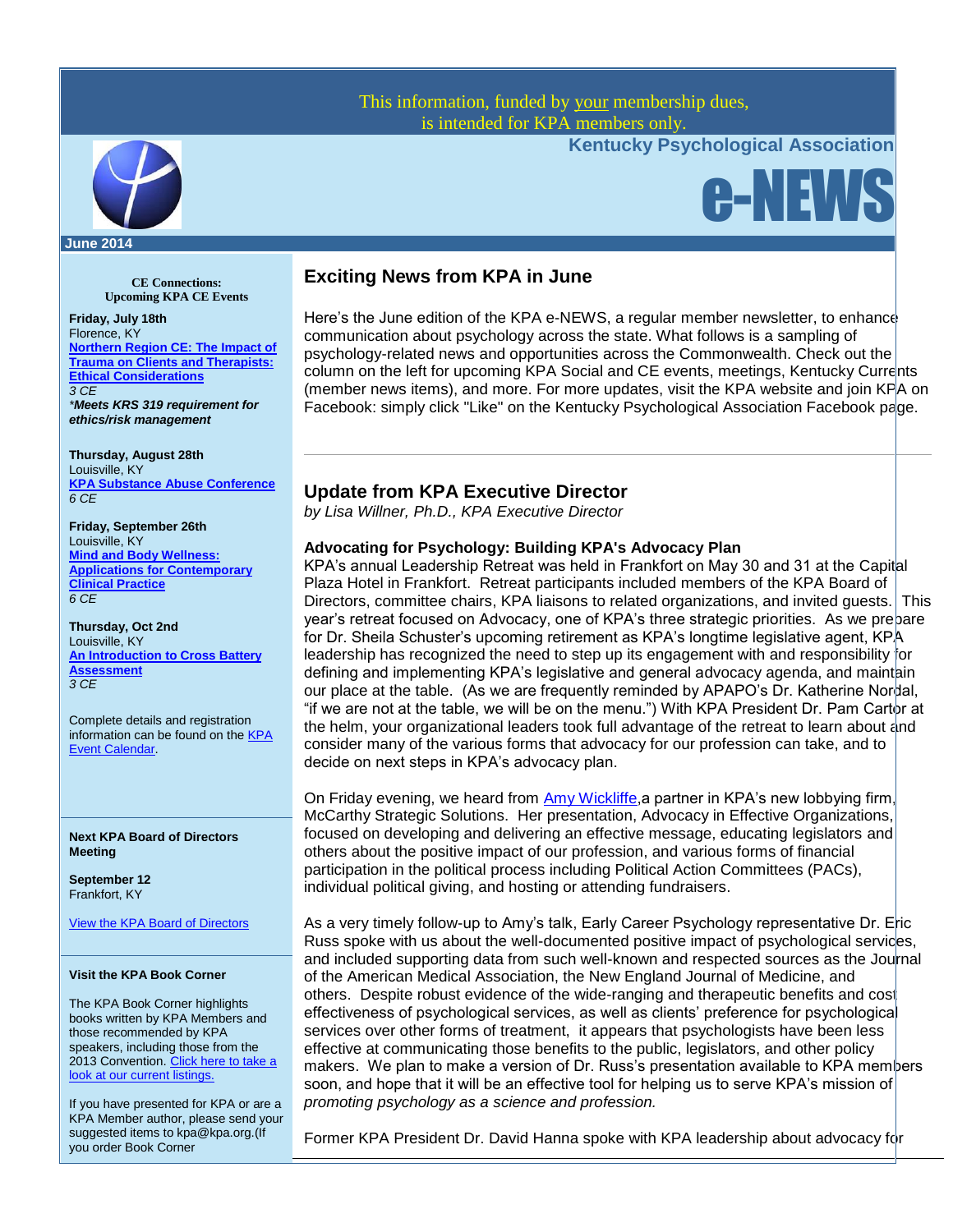This information, funded by your membership dues, is intended for KPA members only.

**Kentucky Psychological Association**

# e-NEWS

**June 2014**

**CE Connections:**
**Upcoming KPA CE Events**

**Friday, July 18th**
Florence, KY
**Northern Region CE: The Impact of Trauma on Clients and Therapists: Ethical Considerations**
*3 CE*
***Meets KRS 319 requirement for ethics/risk management***

**Thursday, August 28th**
Louisville, KY
**KPA Substance Abuse Conference**
*6 CE*

**Friday, September 26th**
Louisville, KY
**Mind and Body Wellness: Applications for Contemporary Clinical Practice**
*6 CE*

**Thursday, Oct 2nd**
Louisville, KY
**An Introduction to Cross Battery Assessment**
*3 CE*

Complete details and registration information can be found on the KPA Event Calendar.

**Next KPA Board of Directors Meeting**

**September 12**
Frankfort, KY

View the KPA Board of Directors

**Visit the KPA Book Corner**

The KPA Book Corner highlights books written by KPA Members and those recommended by KPA speakers, including those from the 2013 Convention. Click here to take a look at our current listings.

If you have presented for KPA or are a KPA Member author, please send your suggested items to kpa@kpa.org.(If you order Book Corner

## Exciting News from KPA in June

Here's the June edition of the KPA e-NEWS, a regular member newsletter, to enhance communication about psychology across the state. What follows is a sampling of psychology-related news and opportunities across the Commonwealth. Check out the column on the left for upcoming KPA Social and CE events, meetings, Kentucky Currents (member news items), and more. For more updates, visit the KPA website and join KPA on Facebook: simply click "Like" on the Kentucky Psychological Association Facebook page.

---

## Update from KPA Executive Director

*by Lisa Willner, Ph.D., KPA Executive Director*

### Advocating for Psychology: Building KPA's Advocacy Plan

KPA's annual Leadership Retreat was held in Frankfort on May 30 and 31 at the Capital Plaza Hotel in Frankfort. Retreat participants included members of the KPA Board of Directors, committee chairs, KPA liaisons to related organizations, and invited guests. This year's retreat focused on Advocacy, one of KPA's three strategic priorities. As we prepare for Dr. Sheila Schuster's upcoming retirement as KPA's longtime legislative agent, KPA leadership has recognized the need to step up its engagement with and responsibility for defining and implementing KPA's legislative and general advocacy agenda, and maintain our place at the table. (As we are frequently reminded by APAPO's Dr. Katherine Nordal, "if we are not at the table, we will be on the menu.") With KPA President Dr. Pam Cartor at the helm, your organizational leaders took full advantage of the retreat to learn about and consider many of the various forms that advocacy for our profession can take, and to decide on next steps in KPA's advocacy plan.

On Friday evening, we heard from Amy Wickliffe,a partner in KPA's new lobbying firm, McCarthy Strategic Solutions. Her presentation, Advocacy in Effective Organizations, focused on developing and delivering an effective message, educating legislators and others about the positive impact of our profession, and various forms of financial participation in the political process including Political Action Committees (PACs), individual political giving, and hosting or attending fundraisers.

As a very timely follow-up to Amy's talk, Early Career Psychology representative Dr. Eric Russ spoke with us about the well-documented positive impact of psychological services, and included supporting data from such well-known and respected sources as the Journal of the American Medical Association, the New England Journal of Medicine, and others. Despite robust evidence of the wide-ranging and therapeutic benefits and cost effectiveness of psychological services, as well as clients' preference for psychological services over other forms of treatment, it appears that psychologists have been less effective at communicating those benefits to the public, legislators, and other policy makers. We plan to make a version of Dr. Russ's presentation available to KPA members soon, and hope that it will be an effective tool for helping us to serve KPA's mission of *promoting psychology as a science and profession.*

Former KPA President Dr. David Hanna spoke with KPA leadership about advocacy for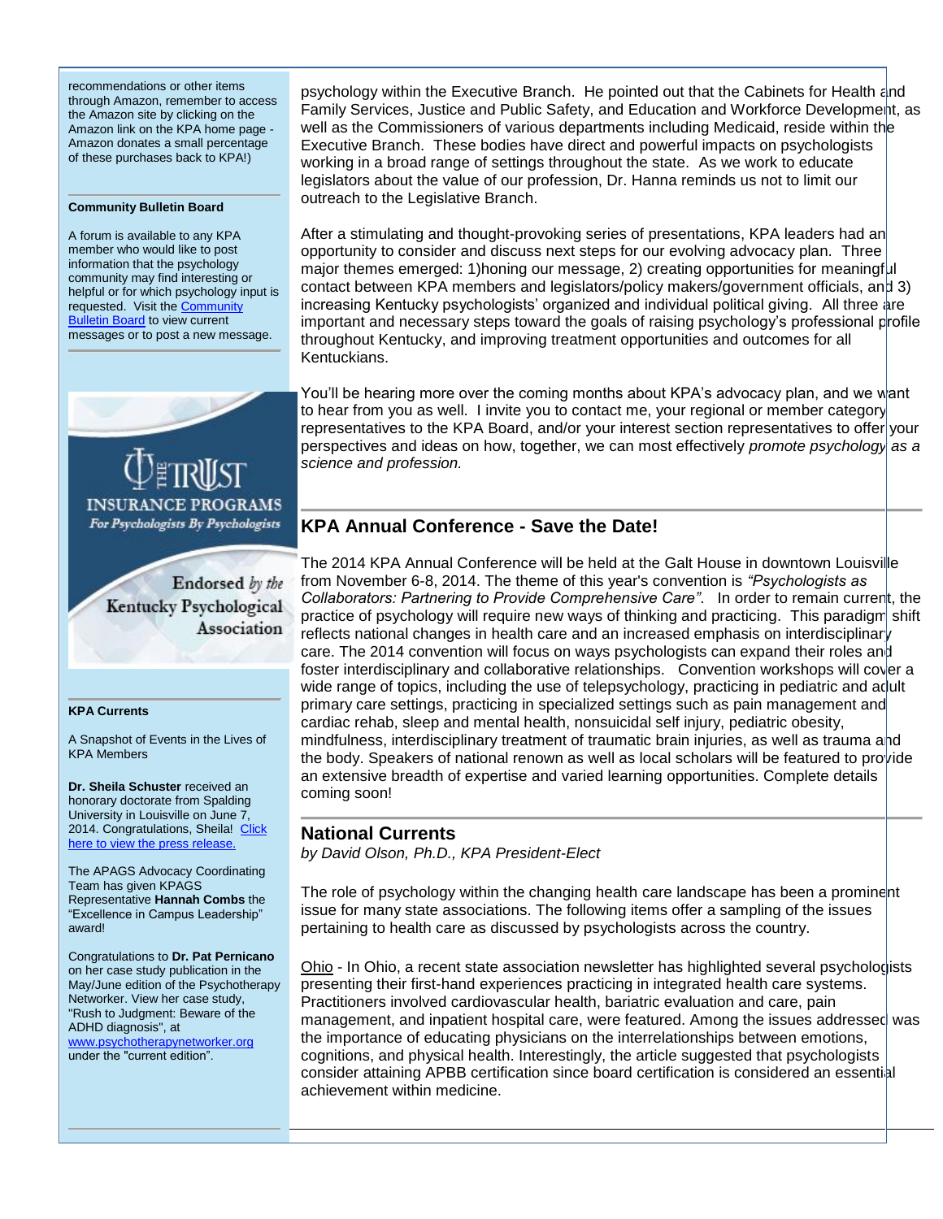psychology within the Executive Branch. He pointed out that the Cabinets for Health and Family Services, Justice and Public Safety, and Education and Workforce Development, as well as the Commissioners of various departments including Medicaid, reside within the Executive Branch. These bodies have direct and powerful impacts on psychologists working in a broad range of settings throughout the state. As we work to educate legislators about the value of our profession, Dr. Hanna reminds us not to limit our outreach to the Legislative Branch.

After a stimulating and thought-provoking series of presentations, KPA leaders had an opportunity to consider and discuss next steps for our evolving advocacy plan. Three major themes emerged: 1)honing our message, 2) creating opportunities for meaningful contact between KPA members and legislators/policy makers/government officials, and 3) increasing Kentucky psychologists' organized and individual political giving. All three are important and necessary steps toward the goals of raising psychology's professional profile throughout Kentucky, and improving treatment opportunities and outcomes for all Kentuckians.

You'll be hearing more over the coming months about KPA's advocacy plan, and we want to hear from you as well. I invite you to contact me, your regional or member category representatives to the KPA Board, and/or your interest section representatives to offer your perspectives and ideas on how, together, we can most effectively *promote psychology as a science and profession.*

## KPA Annual Conference - Save the Date!

The 2014 KPA Annual Conference will be held at the Galt House in downtown Louisville from November 6-8, 2014. The theme of this year's convention is *"Psychologists as Collaborators: Partnering to Provide Comprehensive Care"*. In order to remain current, the practice of psychology will require new ways of thinking and practicing. This paradigm shift reflects national changes in health care and an increased emphasis on interdisciplinary care. The 2014 convention will focus on ways psychologists can expand their roles and foster interdisciplinary and collaborative relationships. Convention workshops will cover a wide range of topics, including the use of telepsychology, practicing in pediatric and adult primary care settings, practicing in specialized settings such as pain management and cardiac rehab, sleep and mental health, nonsuicidal self injury, pediatric obesity, mindfulness, interdisciplinary treatment of traumatic brain injuries, as well as trauma and the body. Speakers of national renown as well as local scholars will be featured to provide an extensive breadth of expertise and varied learning opportunities. Complete details coming soon!

## National Currents

*by David Olson, Ph.D., KPA President-Elect*

The role of psychology within the changing health care landscape has been a prominent issue for many state associations. The following items offer a sampling of the issues pertaining to health care as discussed by psychologists across the country.

Ohio - In Ohio, a recent state association newsletter has highlighted several psychologists presenting their first-hand experiences practicing in integrated health care systems. Practitioners involved cardiovascular health, bariatric evaluation and care, pain management, and inpatient hospital care, were featured. Among the issues addressed was the importance of educating physicians on the interrelationships between emotions, cognitions, and physical health. Interestingly, the article suggested that psychologists consider attaining APBB certification since board certification is considered an essential achievement within medicine.

recommendations or other items through Amazon, remember to access the Amazon site by clicking on the Amazon link on the KPA home page - Amazon donates a small percentage of these purchases back to KPA!)

**Community Bulletin Board**

A forum is available to any KPA member who would like to post information that the psychology community may find interesting or helpful or for which psychology input is requested. Visit the Community Bulletin Board to view current messages or to post a new message.

THE TRUST INSURANCE PROGRAMS
*For Psychologists By Psychologists*

Endorsed *by the* Kentucky Psychological Association

**KPA Currents**

A Snapshot of Events in the Lives of KPA Members

**Dr. Sheila Schuster** received an honorary doctorate from Spalding University in Louisville on June 7, 2014. Congratulations, Sheila! Click here to view the press release.

The APAGS Advocacy Coordinating Team has given KPAGS Representative **Hannah Combs** the "Excellence in Campus Leadership" award!

Congratulations to **Dr. Pat Pernicano** on her case study publication in the May/June edition of the Psychotherapy Networker. View her case study, "Rush to Judgment: Beware of the ADHD diagnosis", at www.psychotherapynetworker.org under the "current edition".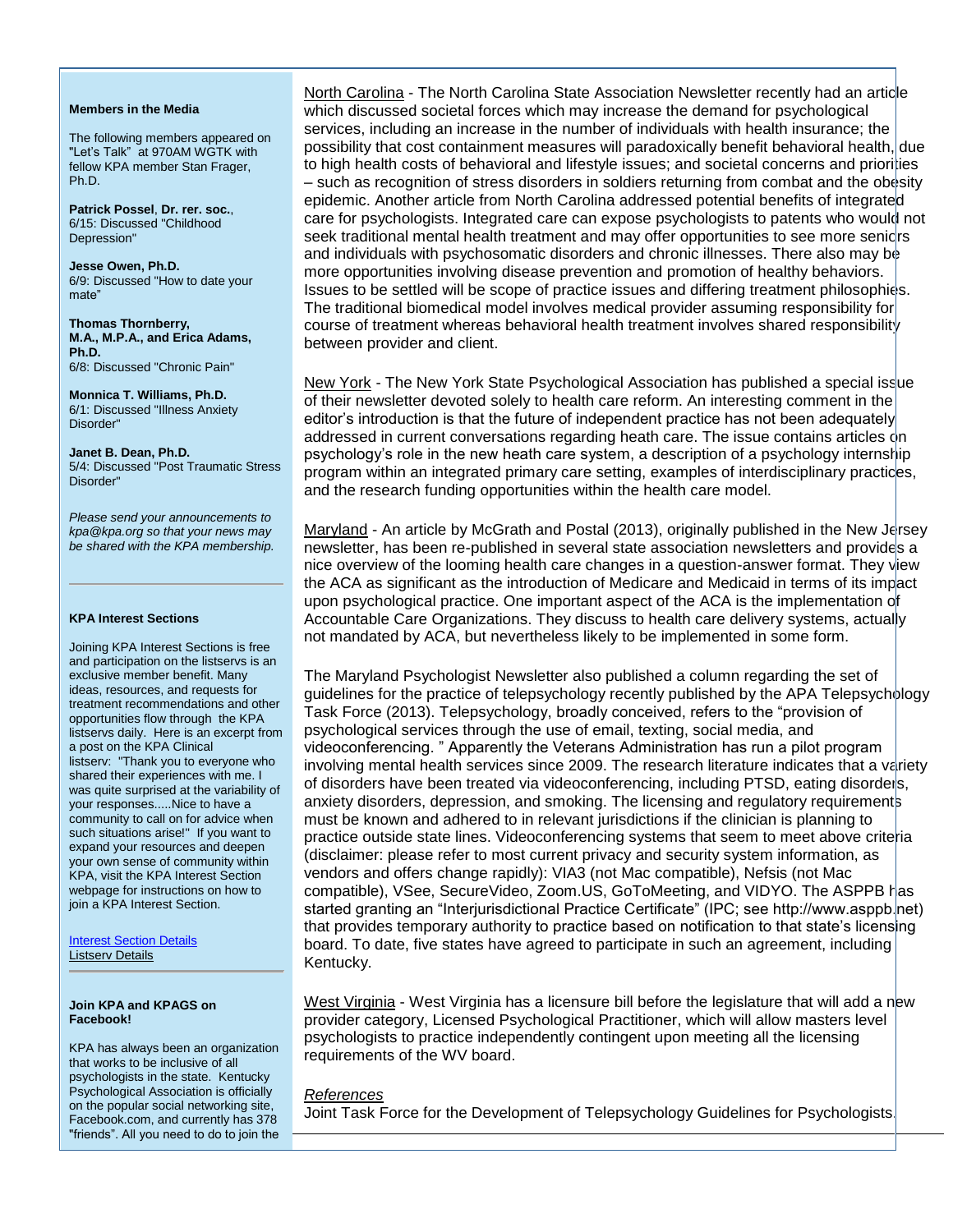**Members in the Media**

The following members appeared on "Let's Talk" at 970AM WGTK with fellow KPA member Stan Frager, Ph.D.

**Patrick Possel**, **Dr. rer. soc.**, 6/15: Discussed "Childhood Depression"

**Jesse Owen, Ph.D.** 6/9: Discussed "How to date your mate"

**Thomas Thornberry, M.A., M.P.A., and Erica Adams, Ph.D.** 6/8: Discussed "Chronic Pain"

**Monnica T. Williams, Ph.D.** 6/1: Discussed "Illness Anxiety Disorder"

**Janet B. Dean, Ph.D.** 5/4: Discussed "Post Traumatic Stress Disorder"

*Please send your announcements to kpa@kpa.org so that your news may be shared with the KPA membership.*

---

**KPA Interest Sections**

Joining KPA Interest Sections is free and participation on the listservs is an exclusive member benefit. Many ideas, resources, and requests for treatment recommendations and other opportunities flow through the KPA listservs daily. Here is an excerpt from a post on the KPA Clinical listserv: "Thank you to everyone who shared their experiences with me. I was quite surprised at the variability of your responses.....Nice to have a community to call on for advice when such situations arise!" If you want to expand your resources and deepen your own sense of community within KPA, visit the KPA Interest Section webpage for instructions on how to join a KPA Interest Section.

Interest Section Details
Listserv Details

---

**Join KPA and KPAGS on Facebook!**

KPA has always been an organization that works to be inclusive of all psychologists in the state. Kentucky Psychological Association is officially on the popular social networking site, Facebook.com, and currently has 378 "friends". All you need to do to join the

---

North Carolina - The North Carolina State Association Newsletter recently had an article which discussed societal forces which may increase the demand for psychological services, including an increase in the number of individuals with health insurance; the possibility that cost containment measures will paradoxically benefit behavioral health, due to high health costs of behavioral and lifestyle issues; and societal concerns and priorities – such as recognition of stress disorders in soldiers returning from combat and the obesity epidemic. Another article from North Carolina addressed potential benefits of integrated care for psychologists. Integrated care can expose psychologists to patents who would not seek traditional mental health treatment and may offer opportunities to see more seniors and individuals with psychosomatic disorders and chronic illnesses. There also may be more opportunities involving disease prevention and promotion of healthy behaviors. Issues to be settled will be scope of practice issues and differing treatment philosophies. The traditional biomedical model involves medical provider assuming responsibility for course of treatment whereas behavioral health treatment involves shared responsibility between provider and client.

New York - The New York State Psychological Association has published a special issue of their newsletter devoted solely to health care reform. An interesting comment in the editor's introduction is that the future of independent practice has not been adequately addressed in current conversations regarding heath care. The issue contains articles on psychology's role in the new heath care system, a description of a psychology internship program within an integrated primary care setting, examples of interdisciplinary practices, and the research funding opportunities within the health care model.

Maryland - An article by McGrath and Postal (2013), originally published in the New Jersey newsletter, has been re-published in several state association newsletters and provides a nice overview of the looming health care changes in a question-answer format. They view the ACA as significant as the introduction of Medicare and Medicaid in terms of its impact upon psychological practice. One important aspect of the ACA is the implementation of Accountable Care Organizations. They discuss to health care delivery systems, actually not mandated by ACA, but nevertheless likely to be implemented in some form.

The Maryland Psychologist Newsletter also published a column regarding the set of guidelines for the practice of telepsychology recently published by the APA Telepsychology Task Force (2013). Telepsychology, broadly conceived, refers to the "provision of psychological services through the use of email, texting, social media, and videoconferencing. " Apparently the Veterans Administration has run a pilot program involving mental health services since 2009. The research literature indicates that a variety of disorders have been treated via videoconferencing, including PTSD, eating disorders, anxiety disorders, depression, and smoking. The licensing and regulatory requirements must be known and adhered to in relevant jurisdictions if the clinician is planning to practice outside state lines. Videoconferencing systems that seem to meet above criteria (disclaimer: please refer to most current privacy and security system information, as vendors and offers change rapidly): VIA3 (not Mac compatible), Nefsis (not Mac compatible), VSee, SecureVideo, Zoom.US, GoToMeeting, and VIDYO. The ASPPB has started granting an "Interjurisdictional Practice Certificate" (IPC; see http://www.asppb.net) that provides temporary authority to practice based on notification to that state's licensing board. To date, five states have agreed to participate in such an agreement, including Kentucky.

West Virginia - West Virginia has a licensure bill before the legislature that will add a new provider category, Licensed Psychological Practitioner, which will allow masters level psychologists to practice independently contingent upon meeting all the licensing requirements of the WV board.

*References*

Joint Task Force for the Development of Telepsychology Guidelines for Psychologists.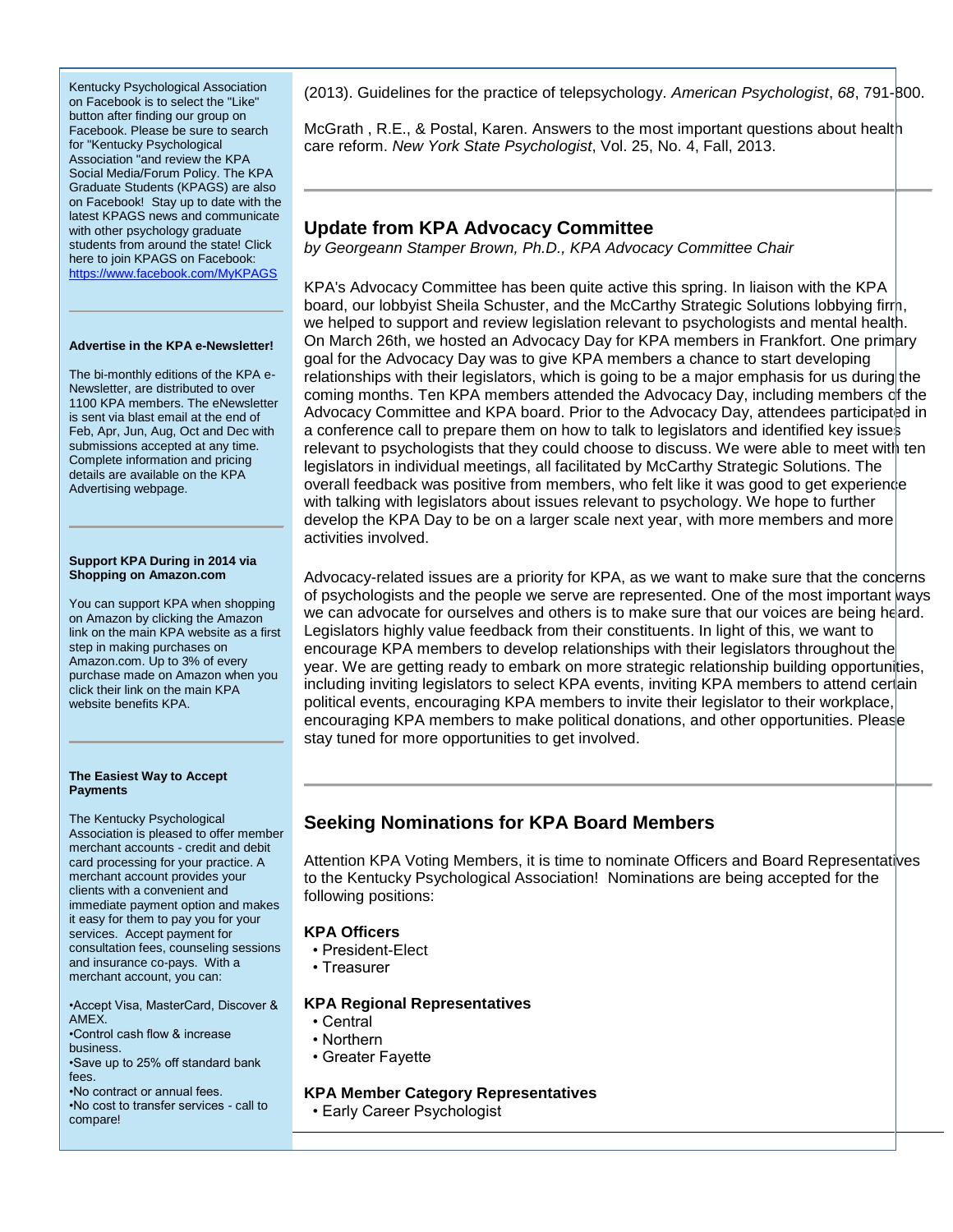Kentucky Psychological Association on Facebook is to select the "Like" button after finding our group on Facebook. Please be sure to search for "Kentucky Psychological Association "and review the KPA Social Media/Forum Policy. The KPA Graduate Students (KPAGS) are also on Facebook! Stay up to date with the latest KPAGS news and communicate with other psychology graduate students from around the state! Click here to join KPAGS on Facebook: https://www.facebook.com/MyKPAGS

---

**Advertise in the KPA e-Newsletter!**

The bi-monthly editions of the KPA e-Newsletter, are distributed to over 1100 KPA members. The eNewsletter is sent via blast email at the end of Feb, Apr, Jun, Aug, Oct and Dec with submissions accepted at any time. Complete information and pricing details are available on the KPA Advertising webpage.

---

**Support KPA During in 2014 via Shopping on Amazon.com**

You can support KPA when shopping on Amazon by clicking the Amazon link on the main KPA website as a first step in making purchases on Amazon.com. Up to 3% of every purchase made on Amazon when you click their link on the main KPA website benefits KPA.

---

**The Easiest Way to Accept Payments**

The Kentucky Psychological Association is pleased to offer member merchant accounts - credit and debit card processing for your practice. A merchant account provides your clients with a convenient and immediate payment option and makes it easy for them to pay you for your services. Accept payment for consultation fees, counseling sessions and insurance co-pays. With a merchant account, you can:

- Accept Visa, MasterCard, Discover & AMEX.
- Control cash flow & increase business.
- Save up to 25% off standard bank fees.
- No contract or annual fees.
- No cost to transfer services - call to compare!

---

(2013). Guidelines for the practice of telepsychology. *American Psychologist*, *68*, 791-800.

McGrath , R.E., & Postal, Karen. Answers to the most important questions about health care reform. *New York State Psychologist*, Vol. 25, No. 4, Fall, 2013.

---

## Update from KPA Advocacy Committee

*by Georgeann Stamper Brown, Ph.D., KPA Advocacy Committee Chair*

KPA's Advocacy Committee has been quite active this spring. In liaison with the KPA board, our lobbyist Sheila Schuster, and the McCarthy Strategic Solutions lobbying firm, we helped to support and review legislation relevant to psychologists and mental health. On March 26th, we hosted an Advocacy Day for KPA members in Frankfort. One primary goal for the Advocacy Day was to give KPA members a chance to start developing relationships with their legislators, which is going to be a major emphasis for us during the coming months. Ten KPA members attended the Advocacy Day, including members of the Advocacy Committee and KPA board. Prior to the Advocacy Day, attendees participated in a conference call to prepare them on how to talk to legislators and identified key issues relevant to psychologists that they could choose to discuss. We were able to meet with ten legislators in individual meetings, all facilitated by McCarthy Strategic Solutions. The overall feedback was positive from members, who felt like it was good to get experience with talking with legislators about issues relevant to psychology. We hope to further develop the KPA Day to be on a larger scale next year, with more members and more activities involved.

Advocacy-related issues are a priority for KPA, as we want to make sure that the concerns of psychologists and the people we serve are represented. One of the most important ways we can advocate for ourselves and others is to make sure that our voices are being heard. Legislators highly value feedback from their constituents. In light of this, we want to encourage KPA members to develop relationships with their legislators throughout the year. We are getting ready to embark on more strategic relationship building opportunities, including inviting legislators to select KPA events, inviting KPA members to attend certain political events, encouraging KPA members to invite their legislator to their workplace, encouraging KPA members to make political donations, and other opportunities. Please stay tuned for more opportunities to get involved.

---

## Seeking Nominations for KPA Board Members

Attention KPA Voting Members, it is time to nominate Officers and Board Representatives to the Kentucky Psychological Association! Nominations are being accepted for the following positions:

**KPA Officers**

- President-Elect
- Treasurer

**KPA Regional Representatives**

- Central
- Northern
- Greater Fayette

**KPA Member Category Representatives**

- Early Career Psychologist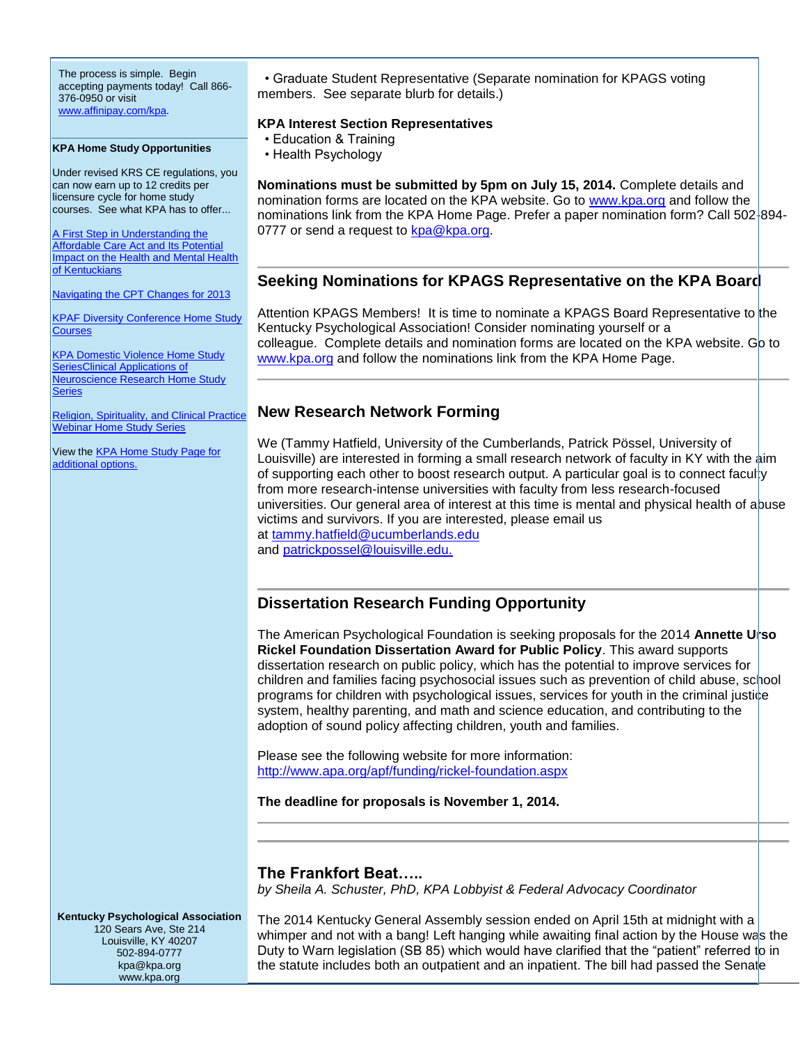The process is simple. Begin accepting payments today! Call 866-376-0950 or visit www.affinipay.com/kpa.

**KPA Home Study Opportunities**

Under revised KRS CE regulations, you can now earn up to 12 credits per licensure cycle for home study courses. See what KPA has to offer...

A First Step in Understanding the Affordable Care Act and Its Potential Impact on the Health and Mental Health of Kentuckians

Navigating the CPT Changes for 2013

KPAF Diversity Conference Home Study Courses

KPA Domestic Violence Home Study SeriesClinical Applications of Neuroscience Research Home Study Series

Religion, Spirituality, and Clinical Practice Webinar Home Study Series

View the KPA Home Study Page for additional options.

**Kentucky Psychological Association**
120 Sears Ave, Ste 214
Louisville, KY 40207
502-894-0777
kpa@kpa.org
www.kpa.org

- Graduate Student Representative (Separate nomination for KPAGS voting members. See separate blurb for details.)

**KPA Interest Section Representatives**

- Education & Training
- Health Psychology

**Nominations must be submitted by 5pm on July 15, 2014.** Complete details and nomination forms are located on the KPA website. Go to www.kpa.org and follow the nominations link from the KPA Home Page. Prefer a paper nomination form? Call 502-894-0777 or send a request to kpa@kpa.org.

## Seeking Nominations for KPAGS Representative on the KPA Board

Attention KPAGS Members! It is time to nominate a KPAGS Board Representative to the Kentucky Psychological Association! Consider nominating yourself or a colleague. Complete details and nomination forms are located on the KPA website. Go to www.kpa.org and follow the nominations link from the KPA Home Page.

## New Research Network Forming

We (Tammy Hatfield, University of the Cumberlands, Patrick Pössel, University of Louisville) are interested in forming a small research network of faculty in KY with the aim of supporting each other to boost research output. A particular goal is to connect faculty from more research-intense universities with faculty from less research-focused universities. Our general area of interest at this time is mental and physical health of abuse victims and survivors. If you are interested, please email us at tammy.hatfield@ucumberlands.edu and patrickpossel@louisville.edu.

## Dissertation Research Funding Opportunity

The American Psychological Foundation is seeking proposals for the 2014 **Annette Urso Rickel Foundation Dissertation Award for Public Policy**. This award supports dissertation research on public policy, which has the potential to improve services for children and families facing psychosocial issues such as prevention of child abuse, school programs for children with psychological issues, services for youth in the criminal justice system, healthy parenting, and math and science education, and contributing to the adoption of sound policy affecting children, youth and families.

Please see the following website for more information: http://www.apa.org/apf/funding/rickel-foundation.aspx

**The deadline for proposals is November 1, 2014.**

## The Frankfort Beat…..

*by Sheila A. Schuster, PhD, KPA Lobbyist & Federal Advocacy Coordinator*

The 2014 Kentucky General Assembly session ended on April 15th at midnight with a whimper and not with a bang! Left hanging while awaiting final action by the House was the Duty to Warn legislation (SB 85) which would have clarified that the "patient" referred to in the statute includes both an outpatient and an inpatient. The bill had passed the Senate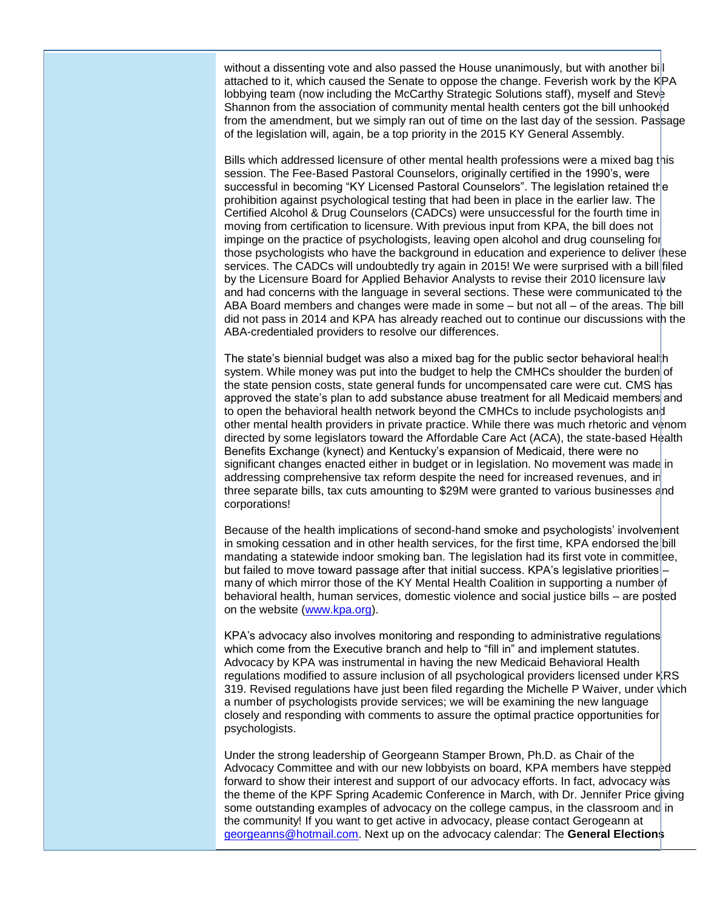without a dissenting vote and also passed the House unanimously, but with another bill attached to it, which caused the Senate to oppose the change. Feverish work by the KPA lobbying team (now including the McCarthy Strategic Solutions staff), myself and Steve Shannon from the association of community mental health centers got the bill unhooked from the amendment, but we simply ran out of time on the last day of the session. Passage of the legislation will, again, be a top priority in the 2015 KY General Assembly.

Bills which addressed licensure of other mental health professions were a mixed bag this session. The Fee-Based Pastoral Counselors, originally certified in the 1990's, were successful in becoming "KY Licensed Pastoral Counselors". The legislation retained the prohibition against psychological testing that had been in place in the earlier law. The Certified Alcohol & Drug Counselors (CADCs) were unsuccessful for the fourth time in moving from certification to licensure. With previous input from KPA, the bill does not impinge on the practice of psychologists, leaving open alcohol and drug counseling for those psychologists who have the background in education and experience to deliver these services. The CADCs will undoubtedly try again in 2015! We were surprised with a bill filed by the Licensure Board for Applied Behavior Analysts to revise their 2010 licensure law and had concerns with the language in several sections. These were communicated to the ABA Board members and changes were made in some – but not all – of the areas. The bill did not pass in 2014 and KPA has already reached out to continue our discussions with the ABA-credentialed providers to resolve our differences.

The state's biennial budget was also a mixed bag for the public sector behavioral health system. While money was put into the budget to help the CMHCs shoulder the burden of the state pension costs, state general funds for uncompensated care were cut. CMS has approved the state's plan to add substance abuse treatment for all Medicaid members and to open the behavioral health network beyond the CMHCs to include psychologists and other mental health providers in private practice. While there was much rhetoric and venom directed by some legislators toward the Affordable Care Act (ACA), the state-based Health Benefits Exchange (kynect) and Kentucky's expansion of Medicaid, there were no significant changes enacted either in budget or in legislation. No movement was made in addressing comprehensive tax reform despite the need for increased revenues, and in three separate bills, tax cuts amounting to $29M were granted to various businesses and corporations!

Because of the health implications of second-hand smoke and psychologists' involvement in smoking cessation and in other health services, for the first time, KPA endorsed the bill mandating a statewide indoor smoking ban. The legislation had its first vote in committee, but failed to move toward passage after that initial success. KPA's legislative priorities – many of which mirror those of the KY Mental Health Coalition in supporting a number of behavioral health, human services, domestic violence and social justice bills – are posted on the website (www.kpa.org).

KPA's advocacy also involves monitoring and responding to administrative regulations which come from the Executive branch and help to "fill in" and implement statutes. Advocacy by KPA was instrumental in having the new Medicaid Behavioral Health regulations modified to assure inclusion of all psychological providers licensed under KRS 319. Revised regulations have just been filed regarding the Michelle P Waiver, under which a number of psychologists provide services; we will be examining the new language closely and responding with comments to assure the optimal practice opportunities for psychologists.

Under the strong leadership of Georgeann Stamper Brown, Ph.D. as Chair of the Advocacy Committee and with our new lobbyists on board, KPA members have stepped forward to show their interest and support of our advocacy efforts. In fact, advocacy was the theme of the KPF Spring Academic Conference in March, with Dr. Jennifer Price giving some outstanding examples of advocacy on the college campus, in the classroom and in the community! If you want to get active in advocacy, please contact Gerogeann at georgeanns@hotmail.com. Next up on the advocacy calendar: The **General Elections**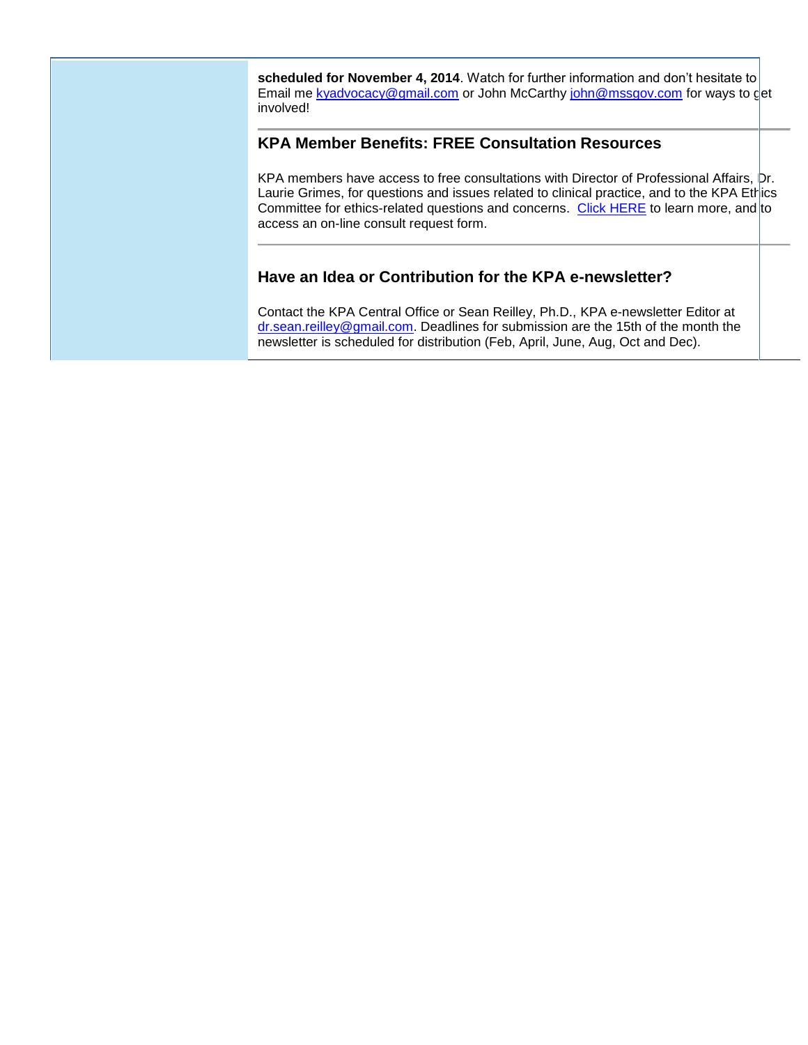**scheduled for November 4, 2014**. Watch for further information and don't hesitate to Email me kyadvocacy@gmail.com or John McCarthy john@mssgov.com for ways to get involved!

---

### KPA Member Benefits: FREE Consultation Resources

KPA members have access to free consultations with Director of Professional Affairs, Dr. Laurie Grimes, for questions and issues related to clinical practice, and to the KPA Ethics Committee for ethics-related questions and concerns. Click HERE to learn more, and to access an on-line consult request form.

---

### Have an Idea or Contribution for the KPA e-newsletter?

Contact the KPA Central Office or Sean Reilley, Ph.D., KPA e-newsletter Editor at dr.sean.reilley@gmail.com. Deadlines for submission are the 15th of the month the newsletter is scheduled for distribution (Feb, April, June, Aug, Oct and Dec).